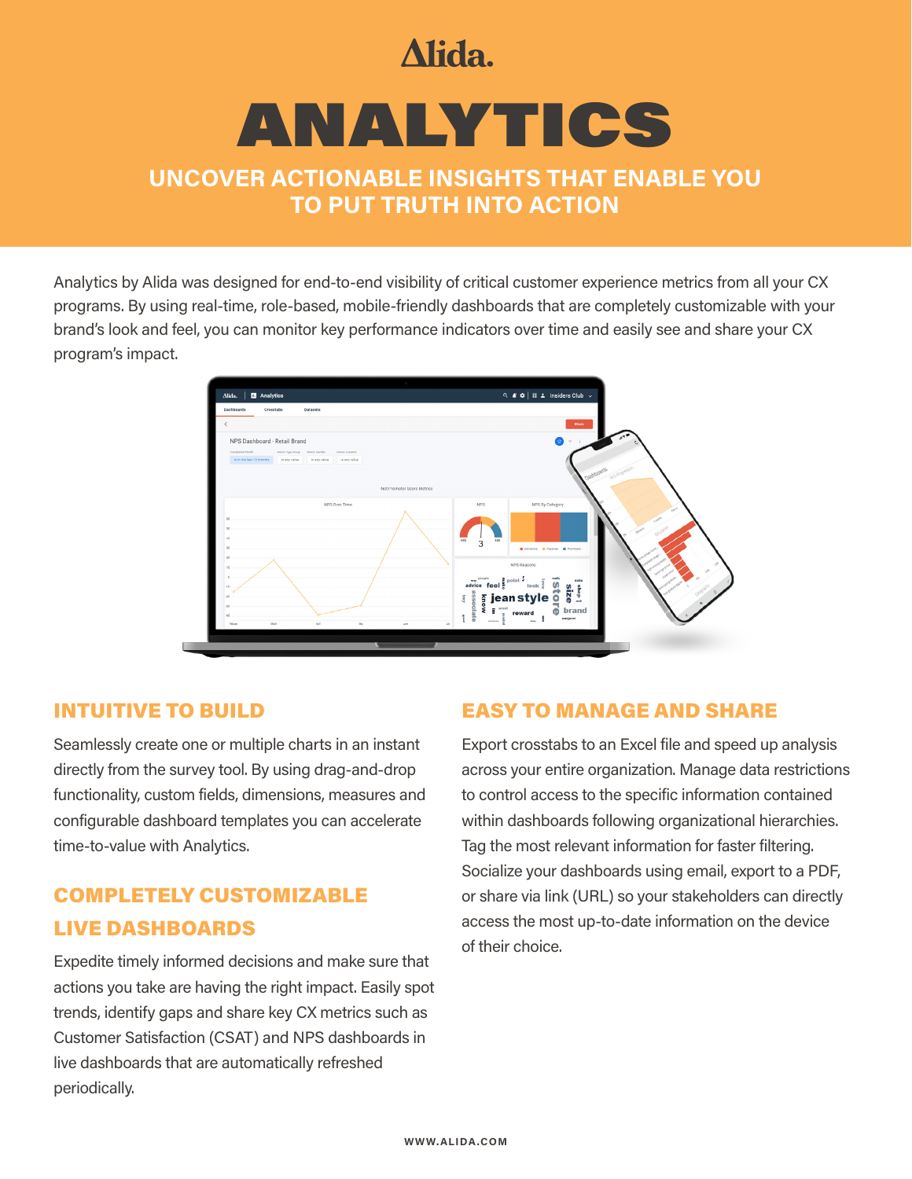Alida.

# ANALYTICS

## UNCOVER ACTIONABLE INSIGHTS THAT ENABLE YOU TO PUT TRUTH INTO ACTION

Analytics by Alida was designed for end-to-end visibility of critical customer experience metrics from all your CX programs. By using real-time, role-based, mobile-friendly dashboards that are completely customizable with your brand's look and feel, you can monitor key performance indicators over time and easily see and share your CX program's impact.

### INTUITIVE TO BUILD

Seamlessly create one or multiple charts in an instant directly from the survey tool. By using drag-and-drop functionality, custom fields, dimensions, measures and configurable dashboard templates you can accelerate time-to-value with Analytics.

### COMPLETELY CUSTOMIZABLE LIVE DASHBOARDS

Expedite timely informed decisions and make sure that actions you take are having the right impact. Easily spot trends, identify gaps and share key CX metrics such as Customer Satisfaction (CSAT) and NPS dashboards in live dashboards that are automatically refreshed periodically.

### EASY TO MANAGE AND SHARE

Export crosstabs to an Excel file and speed up analysis across your entire organization. Manage data restrictions to control access to the specific information contained within dashboards following organizational hierarchies. Tag the most relevant information for faster filtering. Socialize your dashboards using email, export to a PDF, or share via link (URL) so your stakeholders can directly access the most up-to-date information on the device of their choice.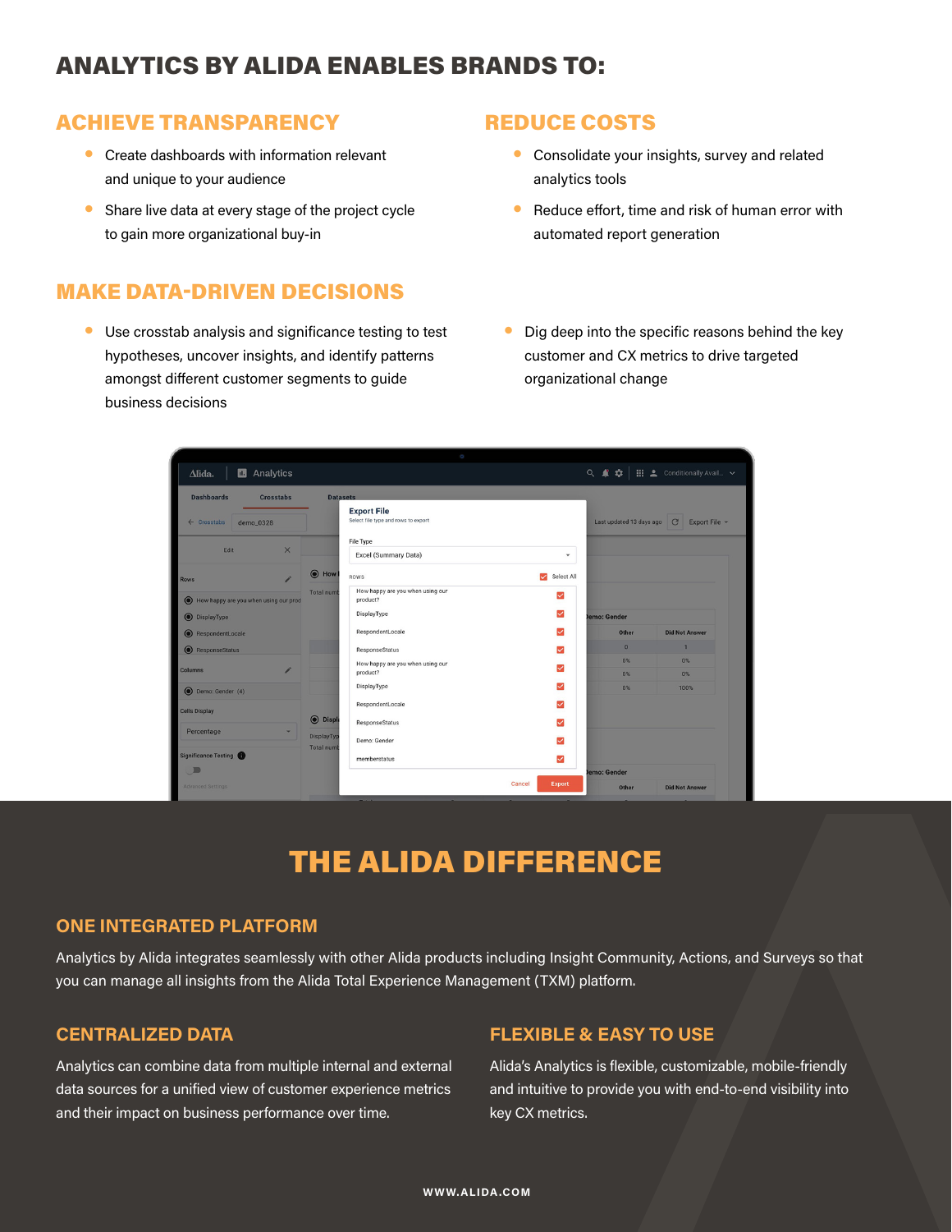# ANALYTICS BY ALIDA ENABLES BRANDS TO:

## ACHIEVE TRANSPARENCY

- Create dashboards with information relevant and unique to your audience
- Share live data at every stage of the project cycle to gain more organizational buy-in

## REDUCE COSTS

- Consolidate your insights, survey and related analytics tools
- Reduce effort, time and risk of human error with automated report generation

## MAKE DATA-DRIVEN DECISIONS

- Use crosstab analysis and significance testing to test hypotheses, uncover insights, and identify patterns amongst different customer segments to guide business decisions
- Dig deep into the specific reasons behind the key customer and CX metrics to drive targeted organizational change

# THE ALIDA DIFFERENCE

## ONE INTEGRATED PLATFORM

Analytics by Alida integrates seamlessly with other Alida products including Insight Community, Actions, and Surveys so that you can manage all insights from the Alida Total Experience Management (TXM) platform.

## CENTRALIZED DATA

Analytics can combine data from multiple internal and external data sources for a unified view of customer experience metrics and their impact on business performance over time.

## FLEXIBLE & EASY TO USE

Alida's Analytics is flexible, customizable, mobile-friendly and intuitive to provide you with end-to-end visibility into key CX metrics.

WWW.ALIDA.COM